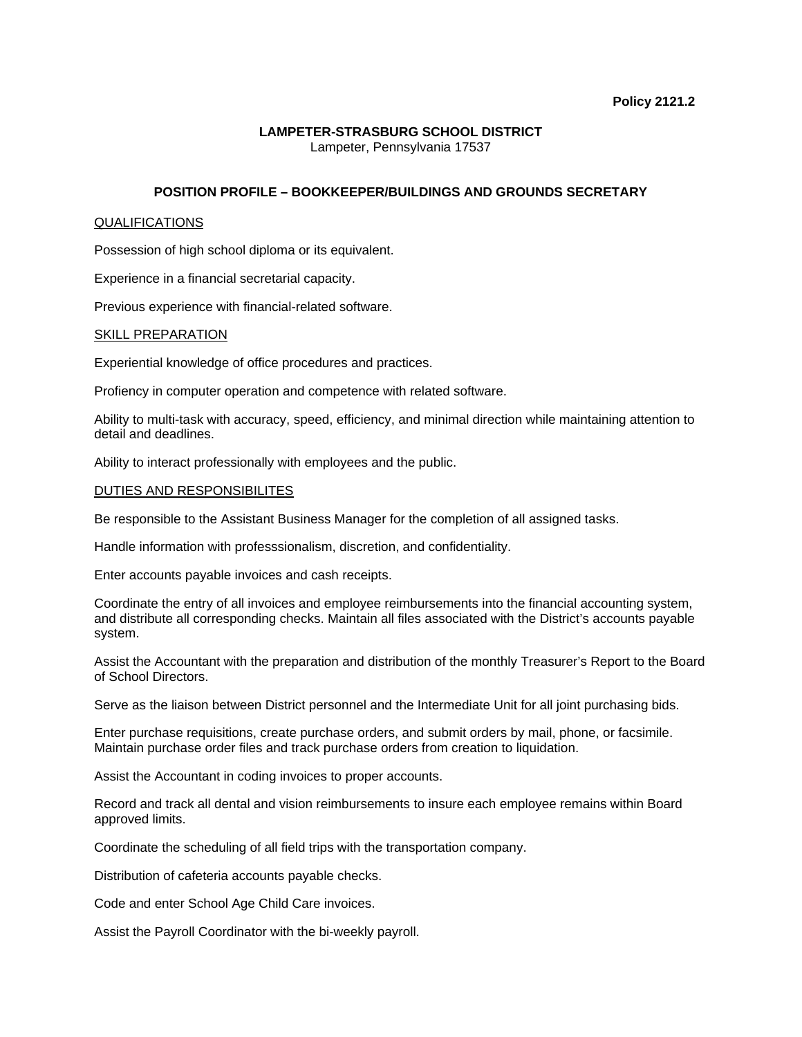**Policy 2121.2**

**LAMPETER-STRASBURG SCHOOL DISTRICT**
Lampeter, Pennsylvania 17537

## POSITION PROFILE – BOOKKEEPER/BUILDINGS AND GROUNDS SECRETARY

<u>QUALIFICATIONS</u>

Possession of high school diploma or its equivalent.

Experience in a financial secretarial capacity.

Previous experience with financial-related software.

<u>SKILL PREPARATION</u>

Experiential knowledge of office procedures and practices.

Profiency in computer operation and competence with related software.

Ability to multi-task with accuracy, speed, efficiency, and minimal direction while maintaining attention to detail and deadlines.

Ability to interact professionally with employees and the public.

<u>DUTIES AND RESPONSIBILITES</u>

Be responsible to the Assistant Business Manager for the completion of all assigned tasks.

Handle information with professsionalism, discretion, and confidentiality.

Enter accounts payable invoices and cash receipts.

Coordinate the entry of all invoices and employee reimbursements into the financial accounting system, and distribute all corresponding checks. Maintain all files associated with the District's accounts payable system.

Assist the Accountant with the preparation and distribution of the monthly Treasurer's Report to the Board of School Directors.

Serve as the liaison between District personnel and the Intermediate Unit for all joint purchasing bids.

Enter purchase requisitions, create purchase orders, and submit orders by mail, phone, or facsimile. Maintain purchase order files and track purchase orders from creation to liquidation.

Assist the Accountant in coding invoices to proper accounts.

Record and track all dental and vision reimbursements to insure each employee remains within Board approved limits.

Coordinate the scheduling of all field trips with the transportation company.

Distribution of cafeteria accounts payable checks.

Code and enter School Age Child Care invoices.

Assist the Payroll Coordinator with the bi-weekly payroll.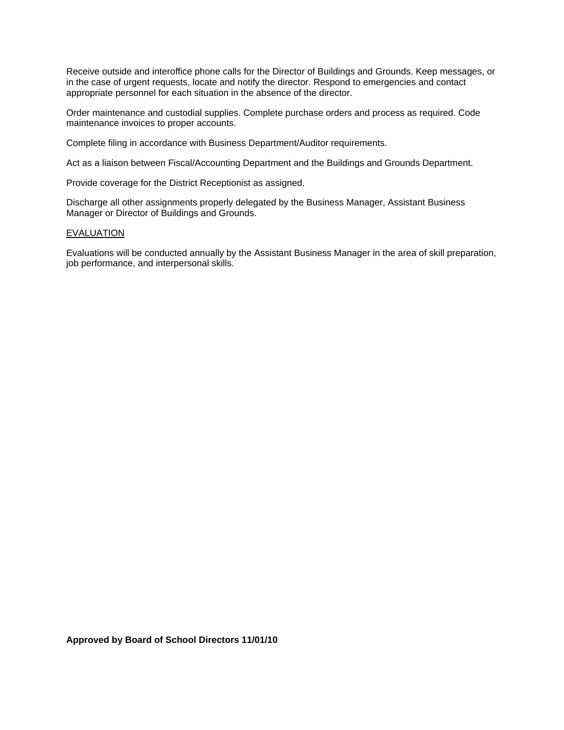Receive outside and interoffice phone calls for the Director of Buildings and Grounds. Keep messages, or in the case of urgent requests, locate and notify the director. Respond to emergencies and contact appropriate personnel for each situation in the absence of the director.

Order maintenance and custodial supplies. Complete purchase orders and process as required. Code maintenance invoices to proper accounts.

Complete filing in accordance with Business Department/Auditor requirements.

Act as a liaison between Fiscal/Accounting Department and the Buildings and Grounds Department.

Provide coverage for the District Receptionist as assigned.

Discharge all other assignments properly delegated by the Business Manager, Assistant Business Manager or Director of Buildings and Grounds.

<u>EVALUATION</u>

Evaluations will be conducted annually by the Assistant Business Manager in the area of skill preparation, job performance, and interpersonal skills.

**Approved by Board of School Directors 11/01/10**